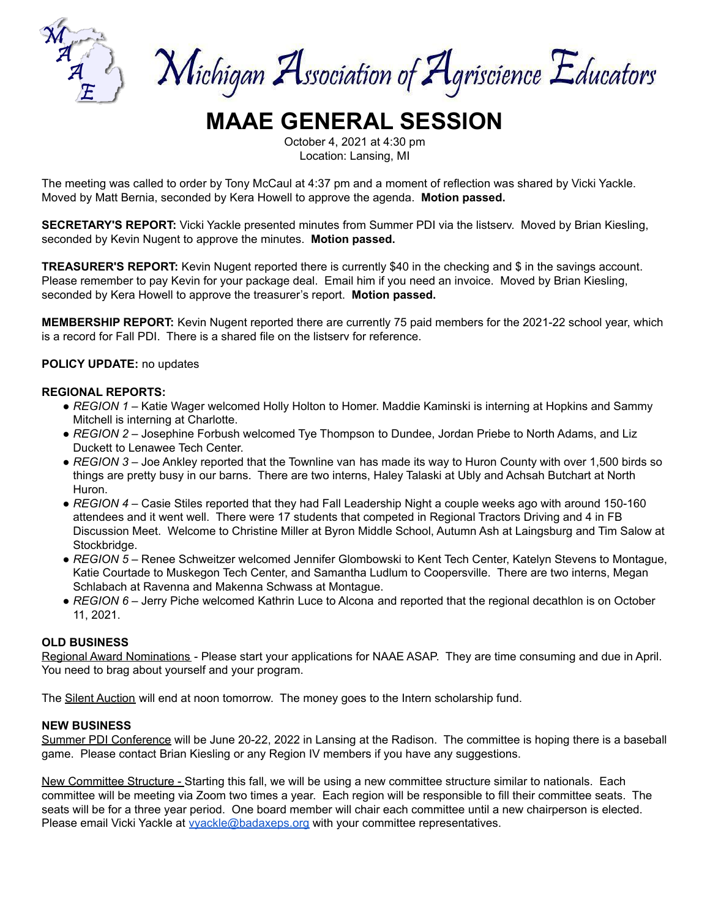# Michigan Association of Agriscience Educators

# MAAE GENERAL SESSION

October 4, 2021 at 4:30 pm
Location: Lansing, MI

The meeting was called to order by Tony McCaul at 4:37 pm and a moment of reflection was shared by Vicki Yackle. Moved by Matt Bernia, seconded by Kera Howell to approve the agenda. **Motion passed.**

**SECRETARY'S REPORT:** Vicki Yackle presented minutes from Summer PDI via the listserv. Moved by Brian Kiesling, seconded by Kevin Nugent to approve the minutes. **Motion passed.**

**TREASURER'S REPORT:** Kevin Nugent reported there is currently $40 in the checking and $ in the savings account. Please remember to pay Kevin for your package deal. Email him if you need an invoice. Moved by Brian Kiesling, seconded by Kera Howell to approve the treasurer's report. **Motion passed.**

**MEMBERSHIP REPORT:** Kevin Nugent reported there are currently 75 paid members for the 2021-22 school year, which is a record for Fall PDI. There is a shared file on the listserv for reference.

**POLICY UPDATE:** no updates

**REGIONAL REPORTS:**

- *REGION 1* – Katie Wager welcomed Holly Holton to Homer. Maddie Kaminski is interning at Hopkins and Sammy Mitchell is interning at Charlotte.
- *REGION 2* – Josephine Forbush welcomed Tye Thompson to Dundee, Jordan Priebe to North Adams, and Liz Duckett to Lenawee Tech Center.
- *REGION 3* – Joe Ankley reported that the Townline van has made its way to Huron County with over 1,500 birds so things are pretty busy in our barns. There are two interns, Haley Talaski at Ubly and Achsah Butchart at North Huron.
- *REGION 4* – Casie Stiles reported that they had Fall Leadership Night a couple weeks ago with around 150-160 attendees and it went well. There were 17 students that competed in Regional Tractors Driving and 4 in FB Discussion Meet. Welcome to Christine Miller at Byron Middle School, Autumn Ash at Laingsburg and Tim Salow at Stockbridge.
- *REGION 5* – Renee Schweitzer welcomed Jennifer Glombowski to Kent Tech Center, Katelyn Stevens to Montague, Katie Courtade to Muskegon Tech Center, and Samantha Ludlum to Coopersville. There are two interns, Megan Schlabach at Ravenna and Makenna Schwass at Montague.
- *REGION 6* – Jerry Piche welcomed Kathrin Luce to Alcona and reported that the regional decathlon is on October 11, 2021.

**OLD BUSINESS**

Regional Award Nominations - Please start your applications for NAAE ASAP. They are time consuming and due in April. You need to brag about yourself and your program.

The Silent Auction will end at noon tomorrow. The money goes to the Intern scholarship fund.

**NEW BUSINESS**

Summer PDI Conference will be June 20-22, 2022 in Lansing at the Radison. The committee is hoping there is a baseball game. Please contact Brian Kiesling or any Region IV members if you have any suggestions.

New Committee Structure - Starting this fall, we will be using a new committee structure similar to nationals. Each committee will be meeting via Zoom two times a year. Each region will be responsible to fill their committee seats. The seats will be for a three year period. One board member will chair each committee until a new chairperson is elected. Please email Vicki Yackle at vyackle@badaxeps.org with your committee representatives.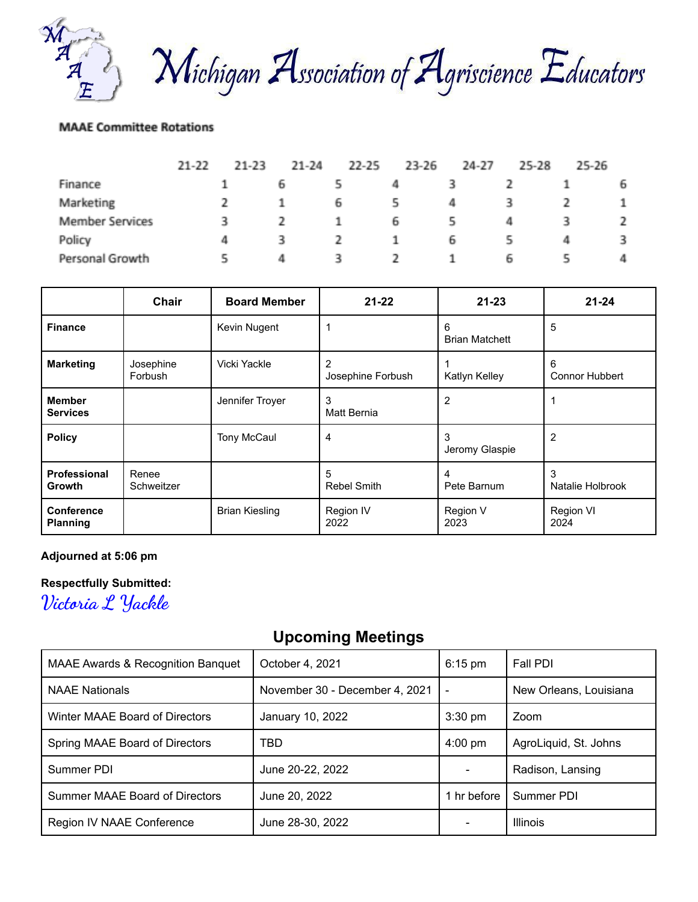**MAAE Committee Rotations**

| | 21-22 | 21-23 | 21-24 | 22-25 | 23-26 | 24-27 | 25-28 | 25-26 |
|---|---|---|---|---|---|---|---|---|
| Finance | 1 | 6 | 5 | 4 | 3 | 2 | 1 | 6 |
| Marketing | 2 | 1 | 6 | 5 | 4 | 3 | 2 | 1 |
| Member Services | 3 | 2 | 1 | 6 | 5 | 4 | 3 | 2 |
| Policy | 4 | 3 | 2 | 1 | 6 | 5 | 4 | 3 |
| Personal Growth | 5 | 4 | 3 | 2 | 1 | 6 | 5 | 4 |

| | Chair | Board Member | 21-22 | 21-23 | 21-24 |
|---|---|---|---|---|---|
| **Finance** | | Kevin Nugent | 1 | 6<br>Brian Matchett | 5 |
| **Marketing** | Josephine Forbush | Vicki Yackle | 2<br>Josephine Forbush | 1<br>Katlyn Kelley | 6<br>Connor Hubbert |
| **Member Services** | | Jennifer Troyer | 3<br>Matt Bernia | 2 | 1 |
| **Policy** | | Tony McCaul | 4 | 3<br>Jeromy Glaspie | 2 |
| **Professional Growth** | Renee Schweitzer | | 5<br>Rebel Smith | 4<br>Pete Barnum | 3<br>Natalie Holbrook |
| **Conference Planning** | | Brian Kiesling | Region IV<br>2022 | Region V<br>2023 | Region VI<br>2024 |

**Adjourned at 5:06 pm**

**Respectfully Submitted:**

*Victoria L Yackle*

## Upcoming Meetings

| | | | |
|---|---|---|---|
| MAAE Awards & Recognition Banquet | October 4, 2021 | 6:15 pm | Fall PDI |
| NAAE Nationals | November 30 - December 4, 2021 | - | New Orleans, Louisiana |
| Winter MAAE Board of Directors | January 10, 2022 | 3:30 pm | Zoom |
| Spring MAAE Board of Directors | TBD | 4:00 pm | AgroLiquid, St. Johns |
| Summer PDI | June 20-22, 2022 | - | Radison, Lansing |
| Summer MAAE Board of Directors | June 20, 2022 | 1 hr before | Summer PDI |
| Region IV NAAE Conference | June 28-30, 2022 | - | Illinois |